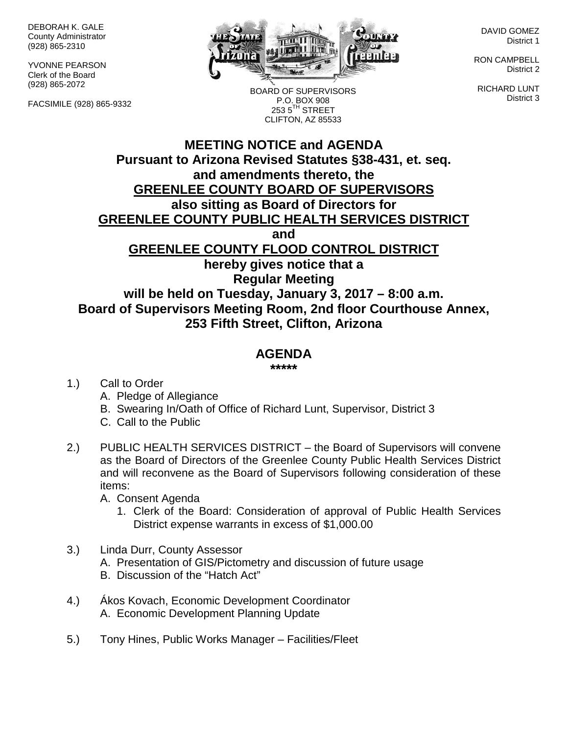DEBORAH K. GALE
County Administrator
(928) 865-2310

YVONNE PEARSON
Clerk of the Board
(928) 865-2072

FACSIMILE (928) 865-9332

BOARD OF SUPERVISORS
P.O. BOX 908
253 5TH STREET
CLIFTON, AZ 85533

DAVID GOMEZ
District 1

RON CAMPBELL
District 2

RICHARD LUNT
District 3

# MEETING NOTICE and AGENDA

**Pursuant to Arizona Revised Statutes §38-431, et. seq.**
**and amendments thereto, the**
**GREENLEE COUNTY BOARD OF SUPERVISORS**
**also sitting as Board of Directors for**
**GREENLEE COUNTY PUBLIC HEALTH SERVICES DISTRICT**
**and**
**GREENLEE COUNTY FLOOD CONTROL DISTRICT**
**hereby gives notice that a**
**Regular Meeting**
**will be held on Tuesday, January 3, 2017 – 8:00 a.m.**
**Board of Supervisors Meeting Room, 2nd floor Courthouse Annex,**
**253 Fifth Street, Clifton, Arizona**

## AGENDA

*****

1.) Call to Order
   A. Pledge of Allegiance
   B. Swearing In/Oath of Office of Richard Lunt, Supervisor, District 3
   C. Call to the Public

2.) PUBLIC HEALTH SERVICES DISTRICT – the Board of Supervisors will convene as the Board of Directors of the Greenlee County Public Health Services District and will reconvene as the Board of Supervisors following consideration of these items:
   A. Consent Agenda
      1. Clerk of the Board: Consideration of approval of Public Health Services District expense warrants in excess of $1,000.00

3.) Linda Durr, County Assessor
   A. Presentation of GIS/Pictometry and discussion of future usage
   B. Discussion of the "Hatch Act"

4.) Ákos Kovach, Economic Development Coordinator
   A. Economic Development Planning Update

5.) Tony Hines, Public Works Manager – Facilities/Fleet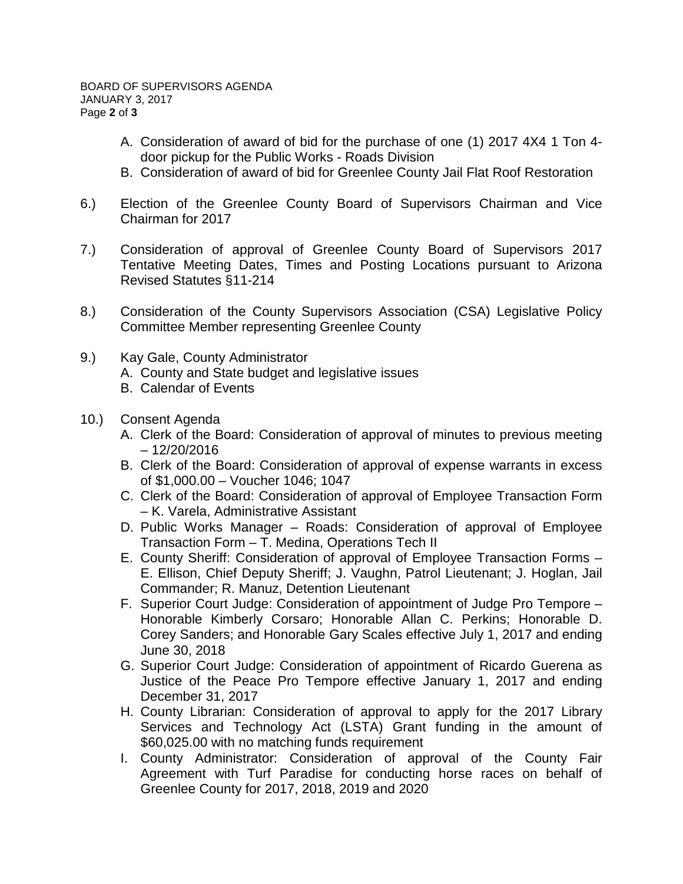A. Consideration of award of bid for the purchase of one (1) 2017 4X4 1 Ton 4-door pickup for the Public Works - Roads Division
B. Consideration of award of bid for Greenlee County Jail Flat Roof Restoration

6.) Election of the Greenlee County Board of Supervisors Chairman and Vice Chairman for 2017

7.) Consideration of approval of Greenlee County Board of Supervisors 2017 Tentative Meeting Dates, Times and Posting Locations pursuant to Arizona Revised Statutes §11-214

8.) Consideration of the County Supervisors Association (CSA) Legislative Policy Committee Member representing Greenlee County

9.) Kay Gale, County Administrator
A. County and State budget and legislative issues
B. Calendar of Events

10.) Consent Agenda
A. Clerk of the Board: Consideration of approval of minutes to previous meeting – 12/20/2016
B. Clerk of the Board: Consideration of approval of expense warrants in excess of $1,000.00 – Voucher 1046; 1047
C. Clerk of the Board: Consideration of approval of Employee Transaction Form – K. Varela, Administrative Assistant
D. Public Works Manager – Roads: Consideration of approval of Employee Transaction Form – T. Medina, Operations Tech II
E. County Sheriff: Consideration of approval of Employee Transaction Forms – E. Ellison, Chief Deputy Sheriff; J. Vaughn, Patrol Lieutenant; J. Hoglan, Jail Commander; R. Manuz, Detention Lieutenant
F. Superior Court Judge: Consideration of appointment of Judge Pro Tempore – Honorable Kimberly Corsaro; Honorable Allan C. Perkins; Honorable D. Corey Sanders; and Honorable Gary Scales effective July 1, 2017 and ending June 30, 2018
G. Superior Court Judge: Consideration of appointment of Ricardo Guerena as Justice of the Peace Pro Tempore effective January 1, 2017 and ending December 31, 2017
H. County Librarian: Consideration of approval to apply for the 2017 Library Services and Technology Act (LSTA) Grant funding in the amount of $60,025.00 with no matching funds requirement
I. County Administrator: Consideration of approval of the County Fair Agreement with Turf Paradise for conducting horse races on behalf of Greenlee County for 2017, 2018, 2019 and 2020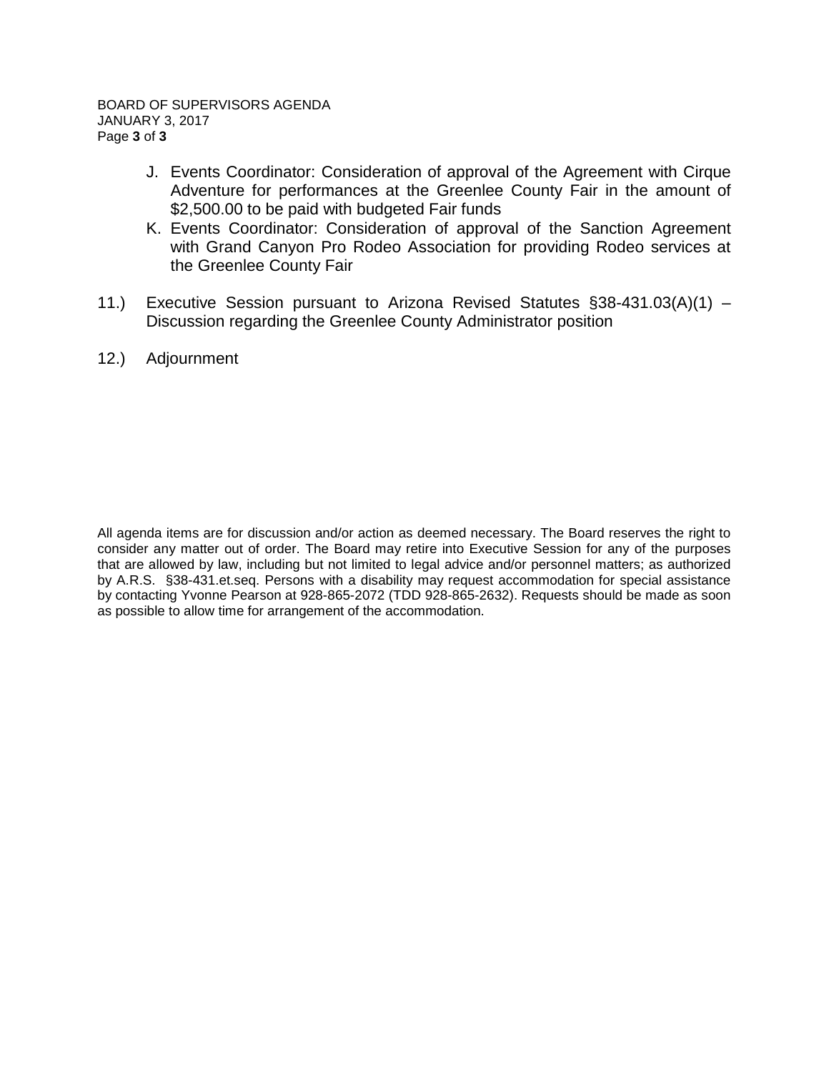J. Events Coordinator: Consideration of approval of the Agreement with Cirque Adventure for performances at the Greenlee County Fair in the amount of $2,500.00 to be paid with budgeted Fair funds
K. Events Coordinator: Consideration of approval of the Sanction Agreement with Grand Canyon Pro Rodeo Association for providing Rodeo services at the Greenlee County Fair

11.) Executive Session pursuant to Arizona Revised Statutes §38-431.03(A)(1) – Discussion regarding the Greenlee County Administrator position

12.) Adjournment

All agenda items are for discussion and/or action as deemed necessary. The Board reserves the right to consider any matter out of order. The Board may retire into Executive Session for any of the purposes that are allowed by law, including but not limited to legal advice and/or personnel matters; as authorized by A.R.S. §38-431.et.seq. Persons with a disability may request accommodation for special assistance by contacting Yvonne Pearson at 928-865-2072 (TDD 928-865-2632). Requests should be made as soon as possible to allow time for arrangement of the accommodation.